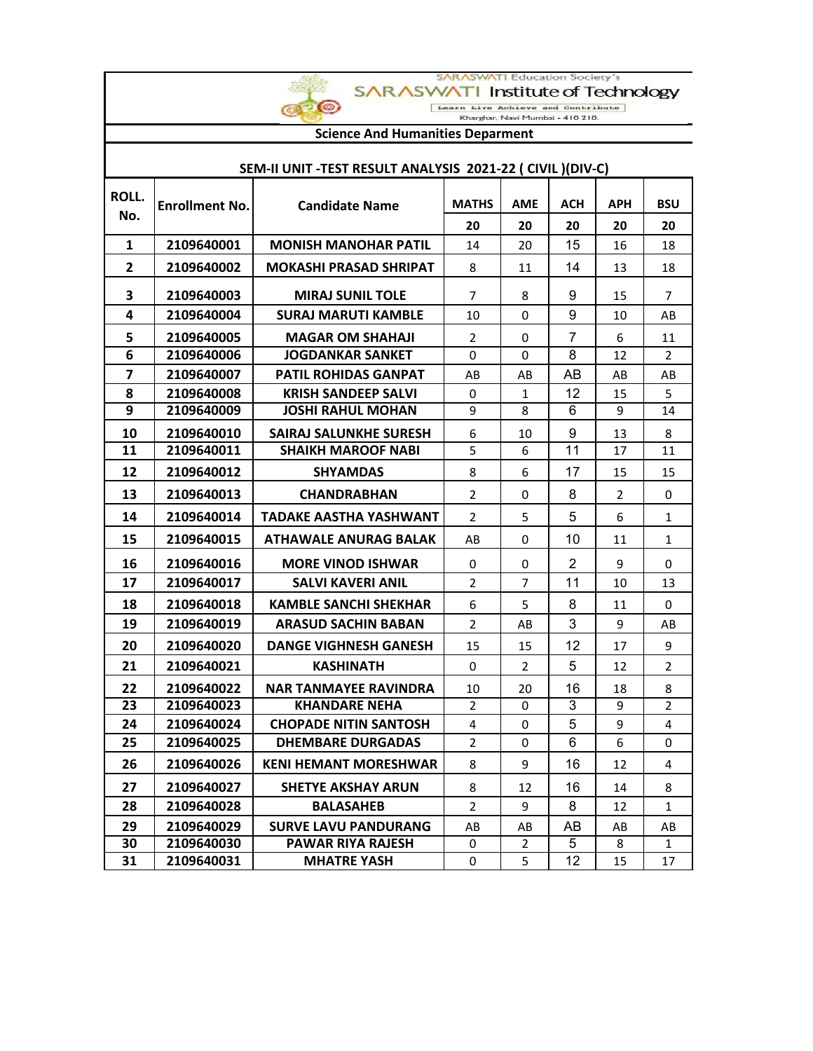SARASWATI Education Society's

# SARASWATI Institute of Technology

Learn Live Achieve and Contribute

Kharghar, Navi Mumbai - 410 210.

## Science And Humanities Deparment

### SEM-II UNIT -TEST RESULT ANALYSIS 2021-22 ( CIVIL )(DIV-C)

| ROLL. No. | Enrollment No. | Candidate Name | MATHS | AME | ACH | APH | BSU |
|---|---|---|---|---|---|---|---|
| | | | 20 | 20 | 20 | 20 | 20 |
| 1 | 2109640001 | MONISH MANOHAR PATIL | 14 | 20 | 15 | 16 | 18 |
| 2 | 2109640002 | MOKASHI PRASAD SHRIPAT | 8 | 11 | 14 | 13 | 18 |
| 3 | 2109640003 | MIRAJ SUNIL TOLE | 7 | 8 | 9 | 15 | 7 |
| 4 | 2109640004 | SURAJ MARUTI KAMBLE | 10 | 0 | 9 | 10 | AB |
| 5 | 2109640005 | MAGAR OM SHAHAJI | 2 | 0 | 7 | 6 | 11 |
| 6 | 2109640006 | JOGDANKAR SANKET | 0 | 0 | 8 | 12 | 2 |
| 7 | 2109640007 | PATIL ROHIDAS GANPAT | AB | AB | AB | AB | AB |
| 8 | 2109640008 | KRISH SANDEEP SALVI | 0 | 1 | 12 | 15 | 5 |
| 9 | 2109640009 | JOSHI RAHUL MOHAN | 9 | 8 | 6 | 9 | 14 |
| 10 | 2109640010 | SAIRAJ SALUNKHE SURESH | 6 | 10 | 9 | 13 | 8 |
| 11 | 2109640011 | SHAIKH MAROOF NABI | 5 | 6 | 11 | 17 | 11 |
| 12 | 2109640012 | SHYAMDAS | 8 | 6 | 17 | 15 | 15 |
| 13 | 2109640013 | CHANDRABHAN | 2 | 0 | 8 | 2 | 0 |
| 14 | 2109640014 | TADAKE AASTHA YASHWANT | 2 | 5 | 5 | 6 | 1 |
| 15 | 2109640015 | ATHAWALE ANURAG BALAK | AB | 0 | 10 | 11 | 1 |
| 16 | 2109640016 | MORE VINOD ISHWAR | 0 | 0 | 2 | 9 | 0 |
| 17 | 2109640017 | SALVI KAVERI ANIL | 2 | 7 | 11 | 10 | 13 |
| 18 | 2109640018 | KAMBLE SANCHI SHEKHAR | 6 | 5 | 8 | 11 | 0 |
| 19 | 2109640019 | ARASUD SACHIN BABAN | 2 | AB | 3 | 9 | AB |
| 20 | 2109640020 | DANGE VIGHNESH GANESH | 15 | 15 | 12 | 17 | 9 |
| 21 | 2109640021 | KASHINATH | 0 | 2 | 5 | 12 | 2 |
| 22 | 2109640022 | NAR TANMAYEE RAVINDRA | 10 | 20 | 16 | 18 | 8 |
| 23 | 2109640023 | KHANDARE NEHA | 2 | 0 | 3 | 9 | 2 |
| 24 | 2109640024 | CHOPADE NITIN SANTOSH | 4 | 0 | 5 | 9 | 4 |
| 25 | 2109640025 | DHEMBARE DURGADAS | 2 | 0 | 6 | 6 | 0 |
| 26 | 2109640026 | KENI HEMANT MORESHWAR | 8 | 9 | 16 | 12 | 4 |
| 27 | 2109640027 | SHETYE AKSHAY ARUN | 8 | 12 | 16 | 14 | 8 |
| 28 | 2109640028 | BALASAHEB | 2 | 9 | 8 | 12 | 1 |
| 29 | 2109640029 | SURVE LAVU PANDURANG | AB | AB | AB | AB | AB |
| 30 | 2109640030 | PAWAR RIYA RAJESH | 0 | 2 | 5 | 8 | 1 |
| 31 | 2109640031 | MHATRE YASH | 0 | 5 | 12 | 15 | 17 |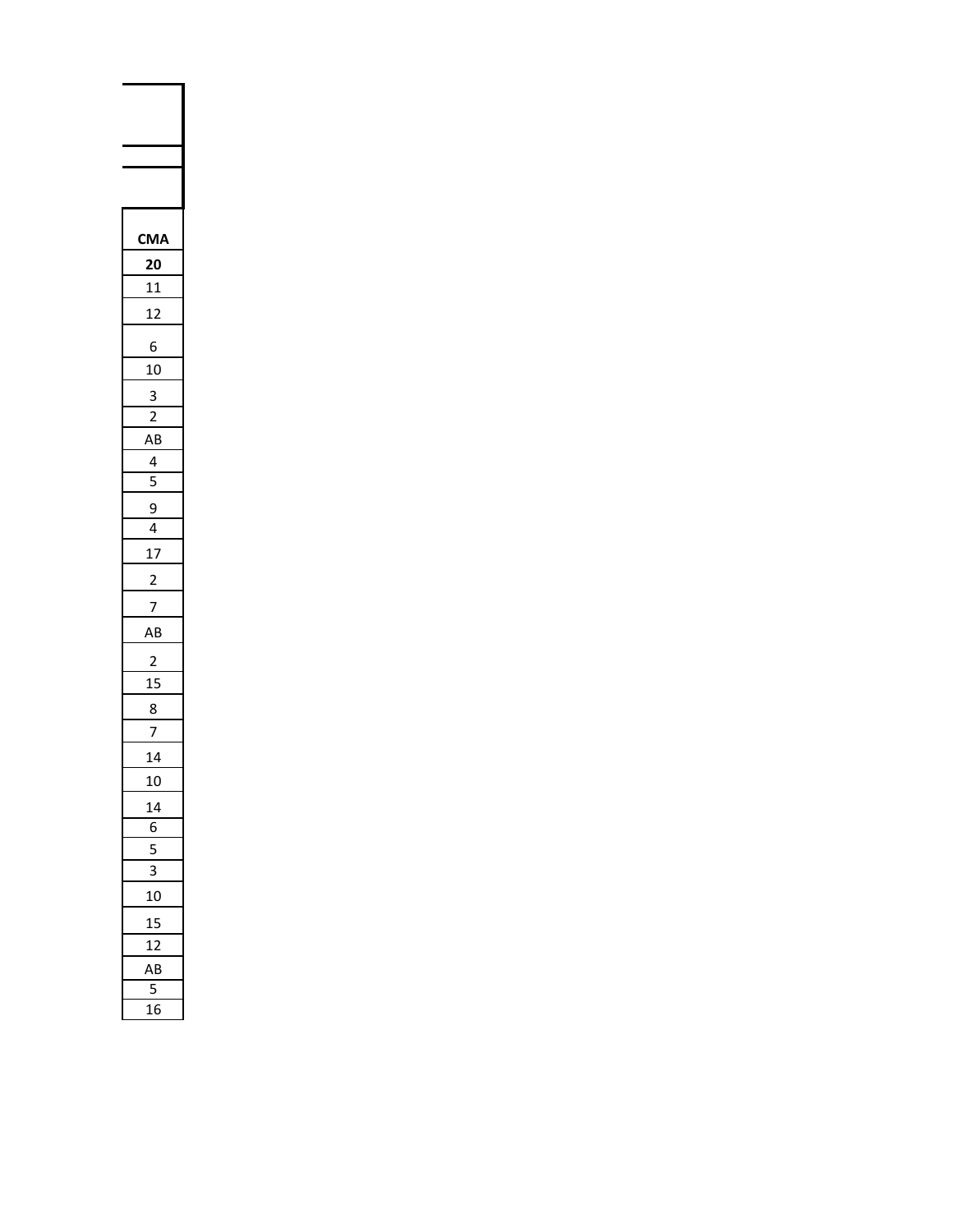| CMA |
| --- |
| **20** |
| 11 |
| 12 |
| 6 |
| 10 |
| 3 |
| 2 |
| AB |
| 4 |
| 5 |
| 9 |
| 4 |
| 17 |
| 2 |
| 7 |
| AB |
| 2 |
| 15 |
| 8 |
| 7 |
| 14 |
| 10 |
| 14 |
| 6 |
| 5 |
| 3 |
| 10 |
| 15 |
| 12 |
| AB |
| 5 |
| 16 |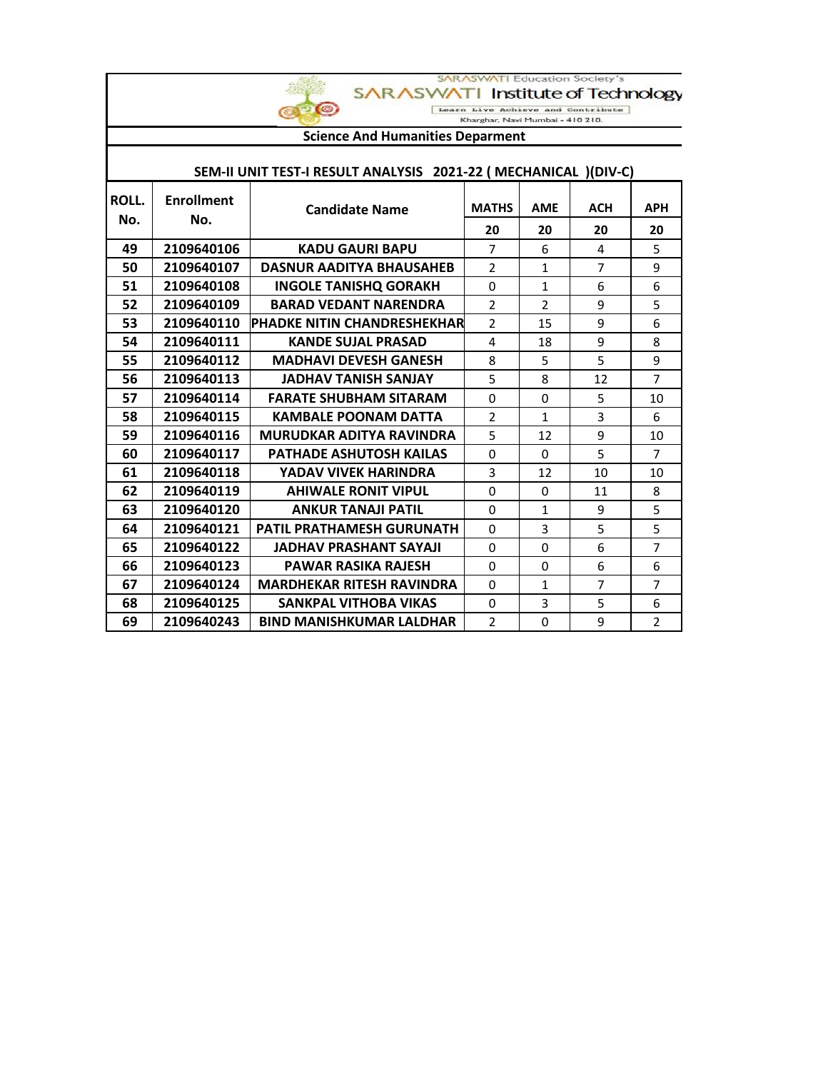SARASWATI Education Society's

SARASWATI Institute of Technology

Learn Live Achieve and Contribute

Kharghar, Navi Mumbai - 410 210.

## Science And Humanities Deparment

### SEM-II UNIT TEST-I RESULT ANALYSIS 2021-22 ( MECHANICAL )(DIV-C)

| ROLL. No. | Enrollment No. | Candidate Name | MATHS | AME | ACH | APH |
|---|---|---|---|---|---|---|
| | | | 20 | 20 | 20 | 20 |
| 49 | 2109640106 | KADU GAURI BAPU | 7 | 6 | 4 | 5 |
| 50 | 2109640107 | DASNUR AADITYA BHAUSAHEB | 2 | 1 | 7 | 9 |
| 51 | 2109640108 | INGOLE TANISHQ GORAKH | 0 | 1 | 6 | 6 |
| 52 | 2109640109 | BARAD VEDANT NARENDRA | 2 | 2 | 9 | 5 |
| 53 | 2109640110 | PHADKE NITIN CHANDRESHEKHAR | 2 | 15 | 9 | 6 |
| 54 | 2109640111 | KANDE SUJAL PRASAD | 4 | 18 | 9 | 8 |
| 55 | 2109640112 | MADHAVI DEVESH GANESH | 8 | 5 | 5 | 9 |
| 56 | 2109640113 | JADHAV TANISH SANJAY | 5 | 8 | 12 | 7 |
| 57 | 2109640114 | FARATE SHUBHAM SITARAM | 0 | 0 | 5 | 10 |
| 58 | 2109640115 | KAMBALE POONAM DATTA | 2 | 1 | 3 | 6 |
| 59 | 2109640116 | MURUDKAR ADITYA RAVINDRA | 5 | 12 | 9 | 10 |
| 60 | 2109640117 | PATHADE ASHUTOSH KAILAS | 0 | 0 | 5 | 7 |
| 61 | 2109640118 | YADAV VIVEK HARINDRA | 3 | 12 | 10 | 10 |
| 62 | 2109640119 | AHIWALE RONIT VIPUL | 0 | 0 | 11 | 8 |
| 63 | 2109640120 | ANKUR TANAJI PATIL | 0 | 1 | 9 | 5 |
| 64 | 2109640121 | PATIL PRATHAMESH GURUNATH | 0 | 3 | 5 | 5 |
| 65 | 2109640122 | JADHAV PRASHANT SAYAJI | 0 | 0 | 6 | 7 |
| 66 | 2109640123 | PAWAR RASIKA RAJESH | 0 | 0 | 6 | 6 |
| 67 | 2109640124 | MARDHEKAR RITESH RAVINDRA | 0 | 1 | 7 | 7 |
| 68 | 2109640125 | SANKPAL VITHOBA VIKAS | 0 | 3 | 5 | 6 |
| 69 | 2109640243 | BIND MANISHKUMAR LALDHAR | 2 | 0 | 9 | 2 |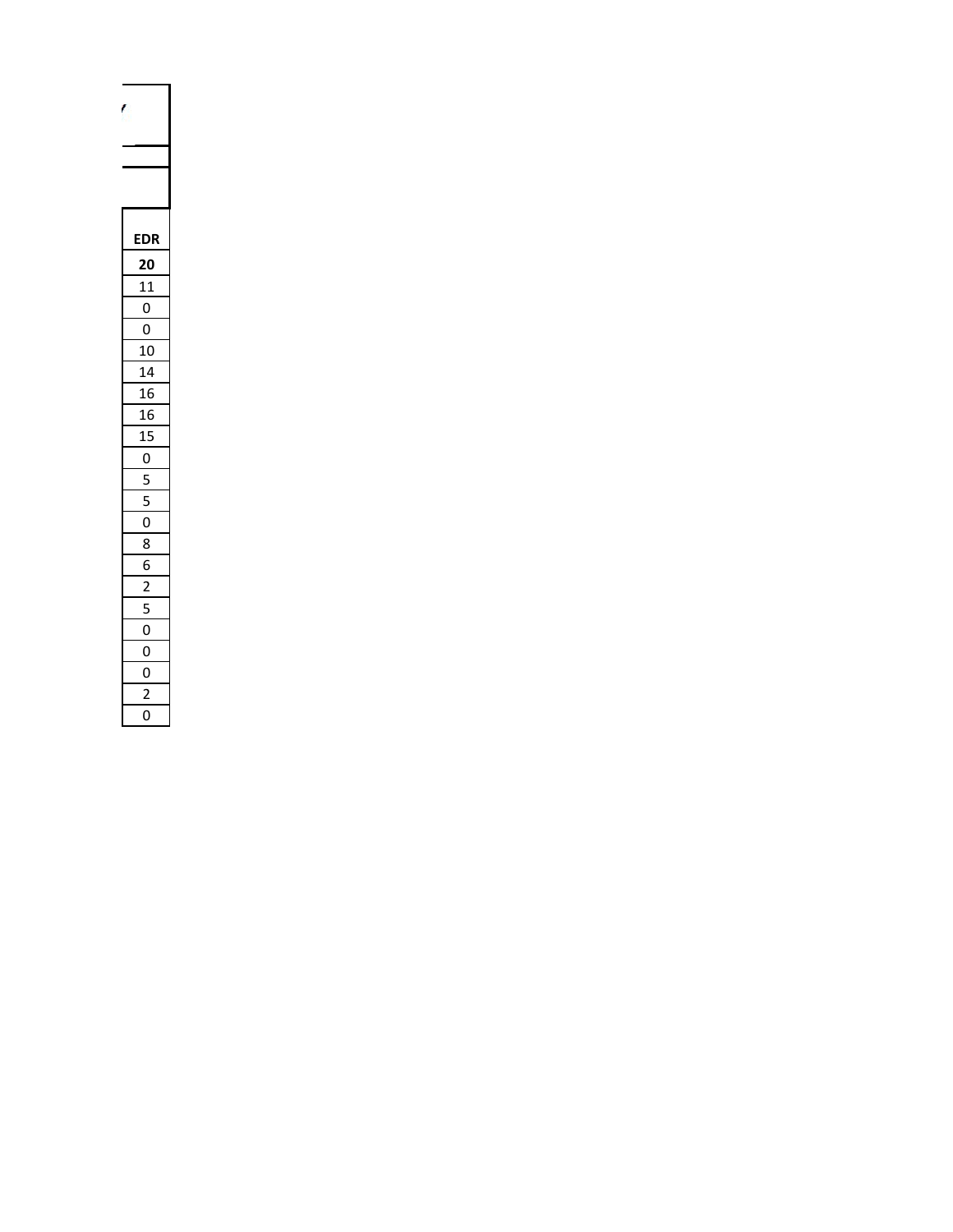| EDR |
| --- |
| **20** |
| 11 |
| 0 |
| 0 |
| 10 |
| 14 |
| 16 |
| 16 |
| 15 |
| 0 |
| 5 |
| 5 |
| 0 |
| 8 |
| 6 |
| 2 |
| 5 |
| 0 |
| 0 |
| 0 |
| 2 |
| 0 |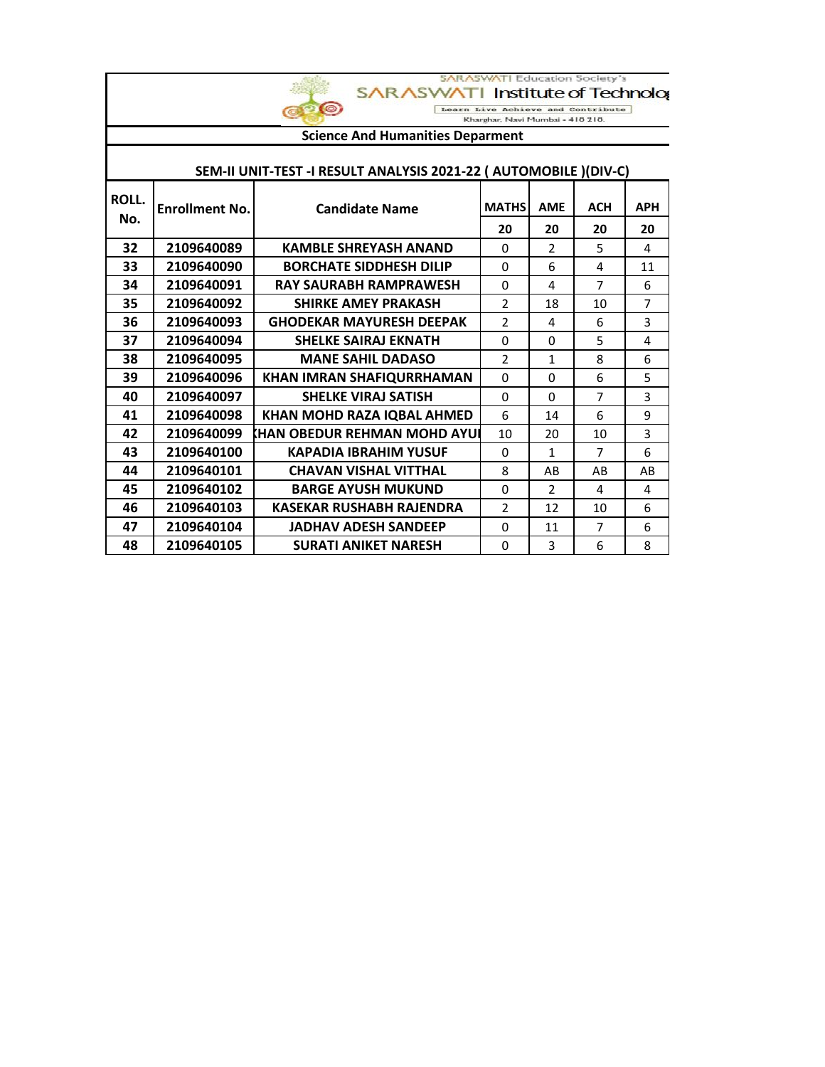SARASWATI Education Society's

SARASWATI Institute of Technolog

Learn Live Achieve and Contribute

Kharghar, Navi Mumbai - 410 210.

## Science And Humanities Deparment

### SEM-II UNIT-TEST -I RESULT ANALYSIS 2021-22 ( AUTOMOBILE )(DIV-C)

| ROLL. No. | Enrollment No. | Candidate Name | MATHS | AME | ACH | APH |
|---|---|---|---|---|---|---|
| | | | 20 | 20 | 20 | 20 |
| 32 | 2109640089 | KAMBLE SHREYASH ANAND | 0 | 2 | 5 | 4 |
| 33 | 2109640090 | BORCHATE SIDDHESH DILIP | 0 | 6 | 4 | 11 |
| 34 | 2109640091 | RAY SAURABH RAMPRAWESH | 0 | 4 | 7 | 6 |
| 35 | 2109640092 | SHIRKE AMEY PRAKASH | 2 | 18 | 10 | 7 |
| 36 | 2109640093 | GHODEKAR MAYURESH DEEPAK | 2 | 4 | 6 | 3 |
| 37 | 2109640094 | SHELKE SAIRAJ EKNATH | 0 | 0 | 5 | 4 |
| 38 | 2109640095 | MANE SAHIL DADASO | 2 | 1 | 8 | 6 |
| 39 | 2109640096 | KHAN IMRAN SHAFIQURRHAMAN | 0 | 0 | 6 | 5 |
| 40 | 2109640097 | SHELKE VIRAJ SATISH | 0 | 0 | 7 | 3 |
| 41 | 2109640098 | KHAN MOHD RAZA IQBAL AHMED | 6 | 14 | 6 | 9 |
| 42 | 2109640099 | KHAN OBEDUR REHMAN MOHD AYUI | 10 | 20 | 10 | 3 |
| 43 | 2109640100 | KAPADIA IBRAHIM YUSUF | 0 | 1 | 7 | 6 |
| 44 | 2109640101 | CHAVAN VISHAL VITTHAL | 8 | AB | AB | AB |
| 45 | 2109640102 | BARGE AYUSH MUKUND | 0 | 2 | 4 | 4 |
| 46 | 2109640103 | KASEKAR RUSHABH RAJENDRA | 2 | 12 | 10 | 6 |
| 47 | 2109640104 | JADHAV ADESH SANDEEP | 0 | 11 | 7 | 6 |
| 48 | 2109640105 | SURATI ANIKET NARESH | 0 | 3 | 6 | 8 |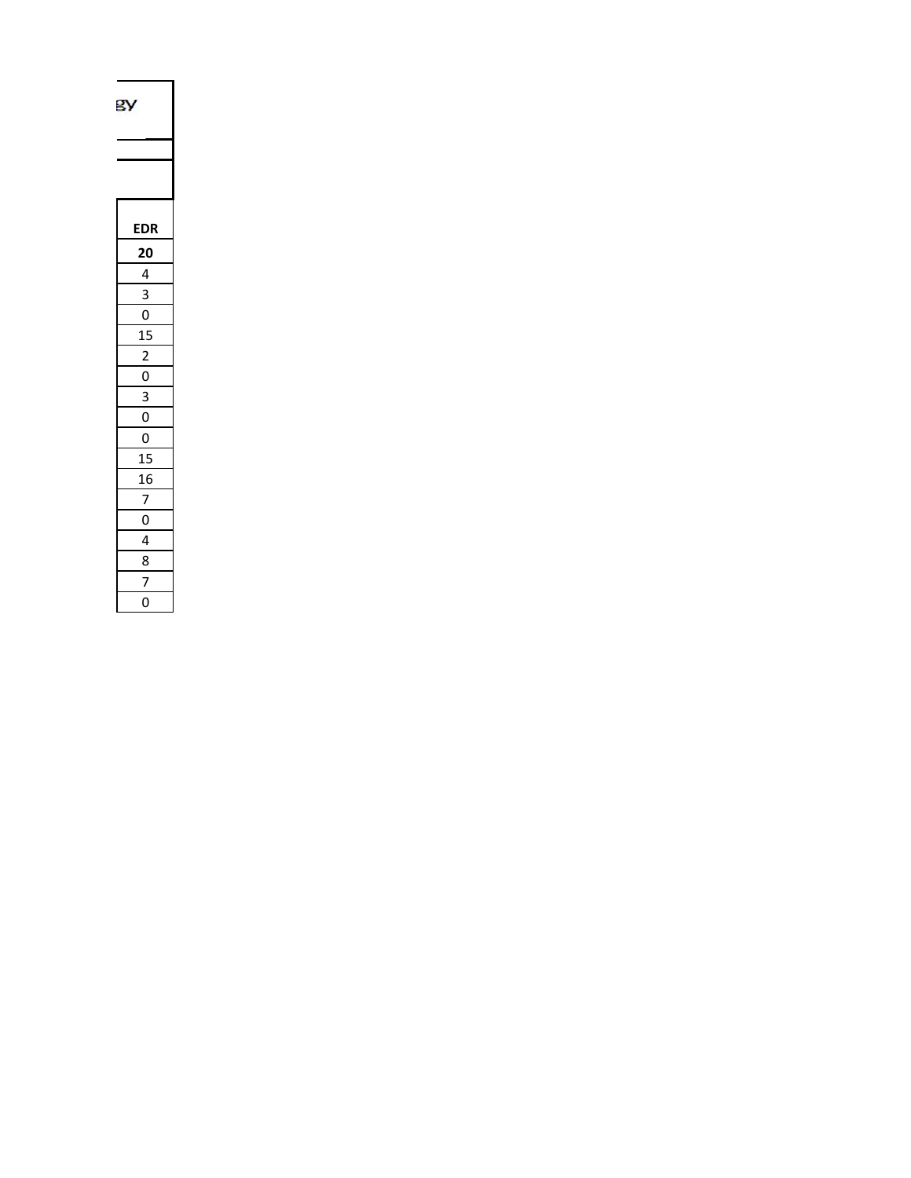gy

| EDR |
|---|
| **20** |
| 4 |
| 3 |
| 0 |
| 15 |
| 2 |
| 0 |
| 3 |
| 0 |
| 0 |
| 15 |
| 16 |
| 7 |
| 0 |
| 4 |
| 8 |
| 7 |
| 0 |